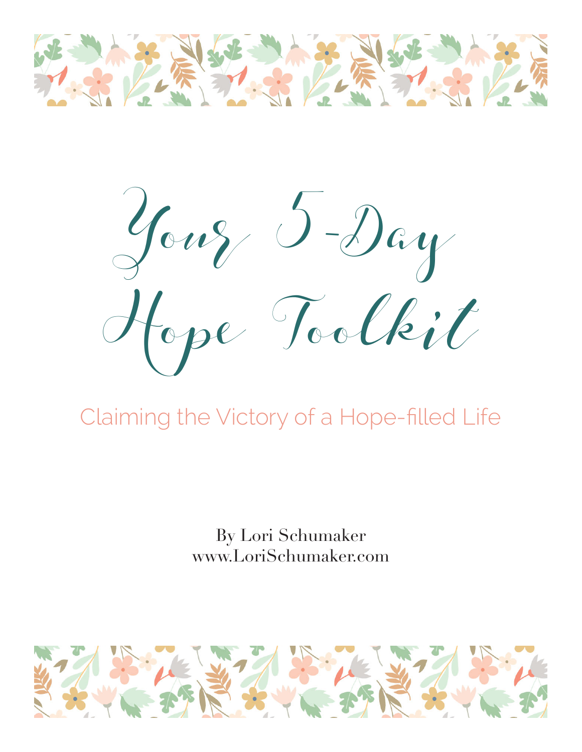# Your 5-Day Hope Toolkit

## Claiming the Victory of a Hope-filled Life

By Lori Schumaker
www.LoriSchumaker.com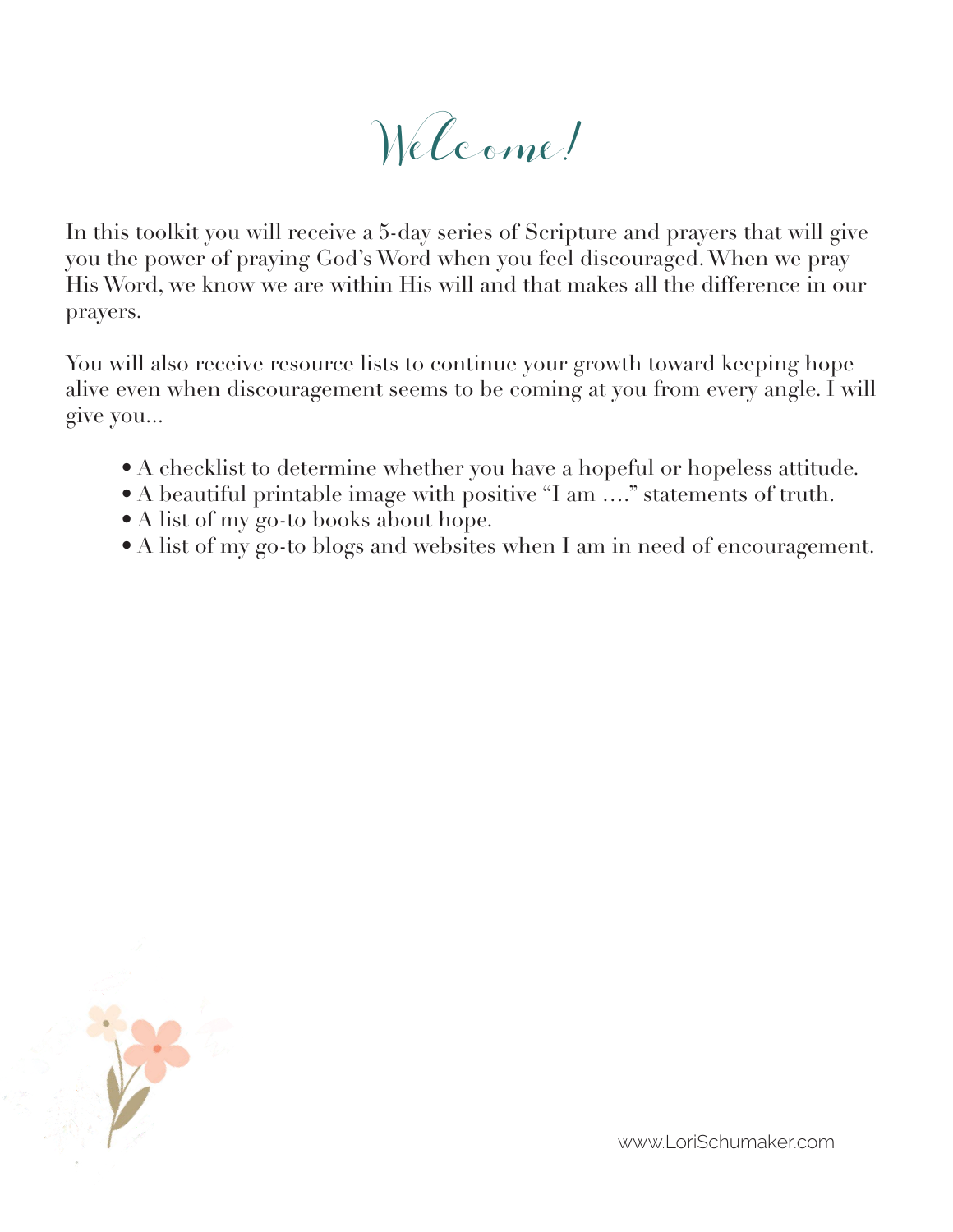# Welcome!

In this toolkit you will receive a 5-day series of Scripture and prayers that will give you the power of praying God's Word when you feel discouraged. When we pray His Word, we know we are within His will and that makes all the difference in our prayers.

You will also receive resource lists to continue your growth toward keeping hope alive even when discouragement seems to be coming at you from every angle. I will give you...

- A checklist to determine whether you have a hopeful or hopeless attitude.
- A beautiful printable image with positive "I am …." statements of truth.
- A list of my go-to books about hope.
- A list of my go-to blogs and websites when I am in need of encouragement.

www.LoriSchumaker.com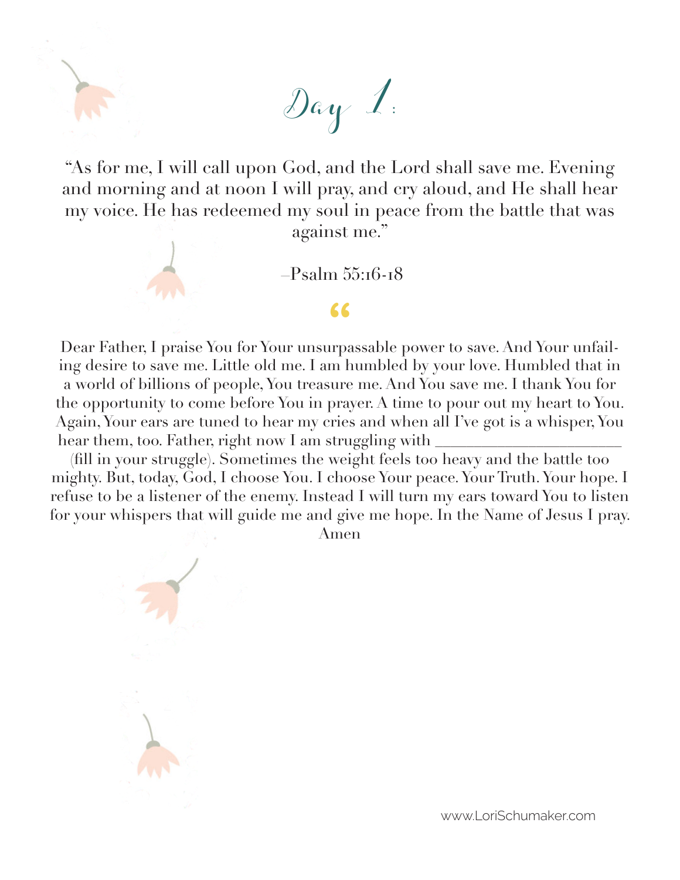# Day 1:

"As for me, I will call upon God, and the Lord shall save me. Evening and morning and at noon I will pray, and cry aloud, and He shall hear my voice. He has redeemed my soul in peace from the battle that was against me."

–Psalm 55:16-18

"

Dear Father, I praise You for Your unsurpassable power to save. And Your unfailing desire to save me. Little old me. I am humbled by your love. Humbled that in a world of billions of people, You treasure me. And You save me. I thank You for the opportunity to come before You in prayer. A time to pour out my heart to You. Again, Your ears are tuned to hear my cries and when all I've got is a whisper, You hear them, too. Father, right now I am struggling with ______________________ (fill in your struggle). Sometimes the weight feels too heavy and the battle too mighty. But, today, God, I choose You. I choose Your peace. Your Truth. Your hope. I refuse to be a listener of the enemy. Instead I will turn my ears toward You to listen for your whispers that will guide me and give me hope. In the Name of Jesus I pray. Amen

www.LoriSchumaker.com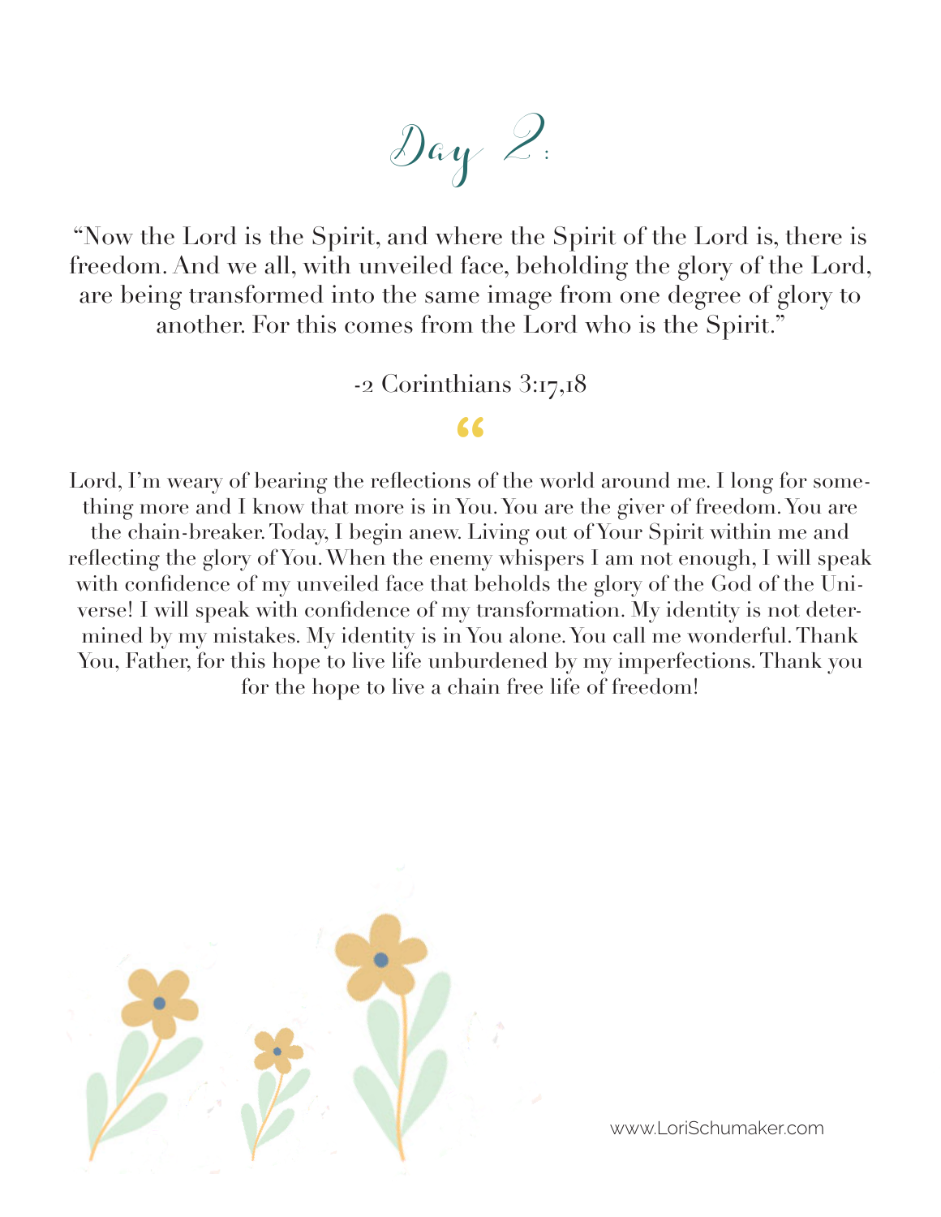# Day 2:

"Now the Lord is the Spirit, and where the Spirit of the Lord is, there is freedom. And we all, with unveiled face, beholding the glory of the Lord, are being transformed into the same image from one degree of glory to another. For this comes from the Lord who is the Spirit."

-2 Corinthians 3:17,18

"

Lord, I'm weary of bearing the reflections of the world around me. I long for something more and I know that more is in You. You are the giver of freedom. You are the chain-breaker. Today, I begin anew. Living out of Your Spirit within me and reflecting the glory of You. When the enemy whispers I am not enough, I will speak with confidence of my unveiled face that beholds the glory of the God of the Universe! I will speak with confidence of my transformation. My identity is not determined by my mistakes. My identity is in You alone. You call me wonderful. Thank You, Father, for this hope to live life unburdened by my imperfections. Thank you for the hope to live a chain free life of freedom!

www.LoriSchumaker.com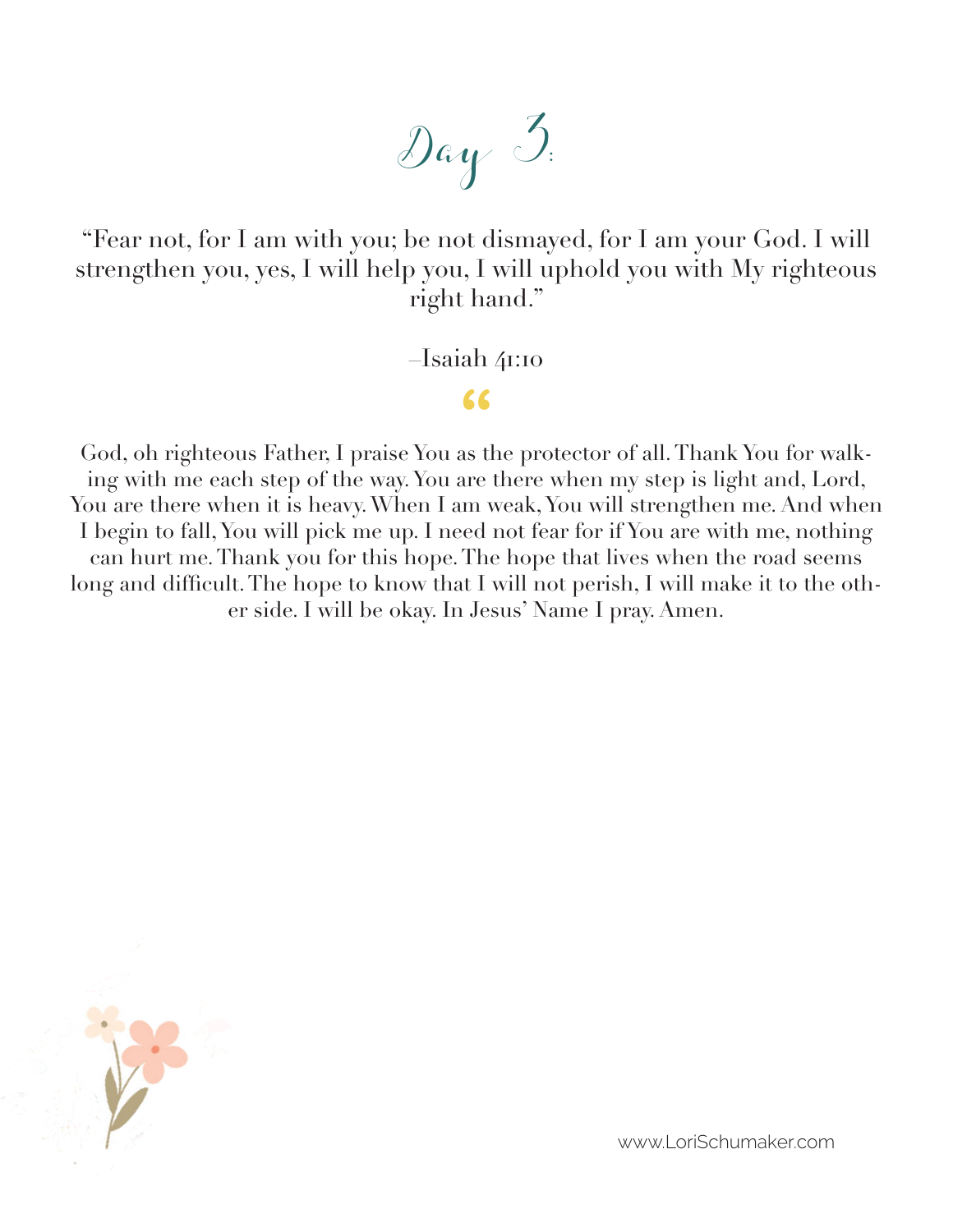# Day 3:

"Fear not, for I am with you; be not dismayed, for I am your God. I will strengthen you, yes, I will help you, I will uphold you with My righteous right hand."

–Isaiah 41:10

"

God, oh righteous Father, I praise You as the protector of all. Thank You for walking with me each step of the way. You are there when my step is light and, Lord, You are there when it is heavy. When I am weak, You will strengthen me. And when I begin to fall, You will pick me up. I need not fear for if You are with me, nothing can hurt me. Thank you for this hope. The hope that lives when the road seems long and difficult. The hope to know that I will not perish, I will make it to the other side. I will be okay. In Jesus' Name I pray. Amen.

www.LoriSchumaker.com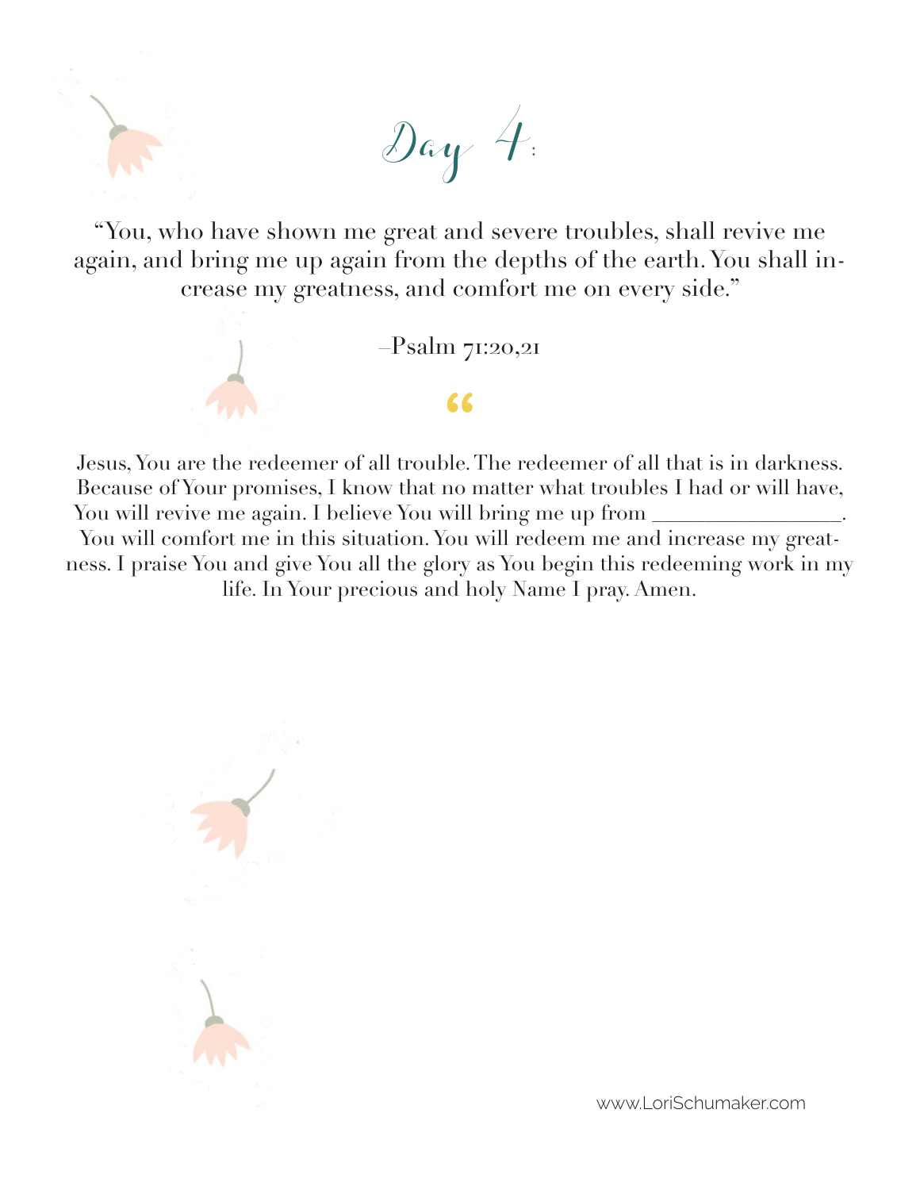# Day 4:

"You, who have shown me great and severe troubles, shall revive me again, and bring me up again from the depths of the earth. You shall increase my greatness, and comfort me on every side."

–Psalm 71:20,21

"

Jesus, You are the redeemer of all trouble. The redeemer of all that is in darkness. Because of Your promises, I know that no matter what troubles I had or will have, You will revive me again. I believe You will bring me up from _______________. You will comfort me in this situation. You will redeem me and increase my greatness. I praise You and give You all the glory as You begin this redeeming work in my life. In Your precious and holy Name I pray. Amen.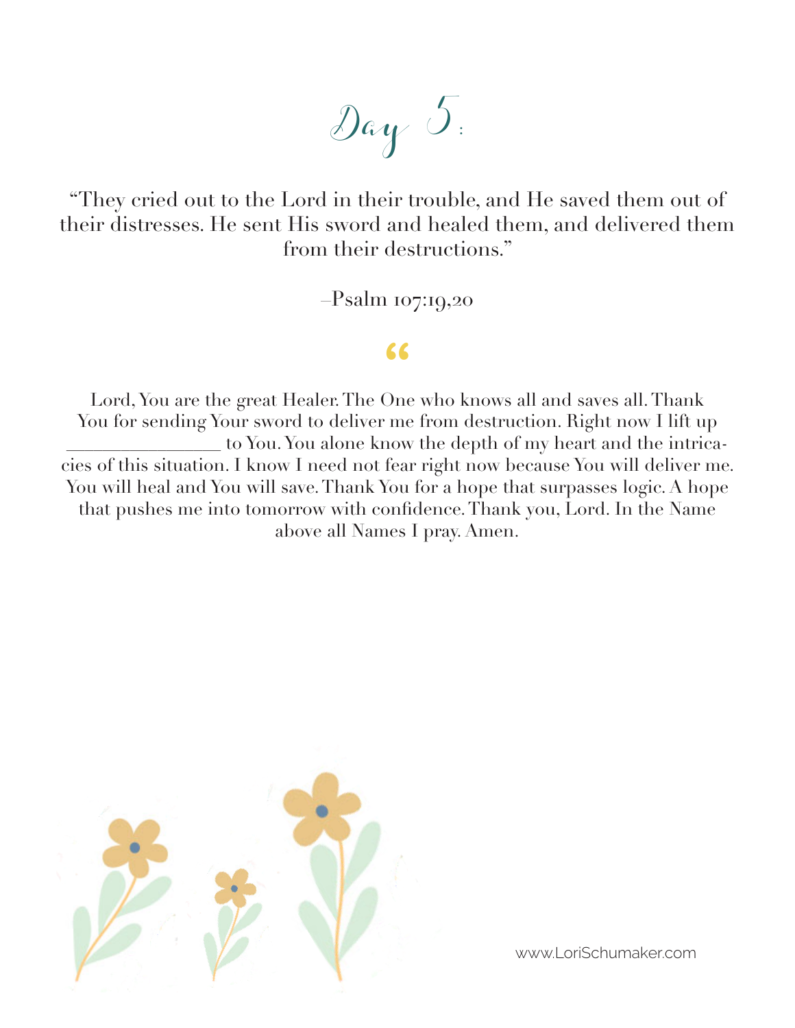# Day 5:

"They cried out to the Lord in their trouble, and He saved them out of their distresses. He sent His sword and healed them, and delivered them from their destructions."

–Psalm 107:19,20

"

Lord, You are the great Healer. The One who knows all and saves all. Thank You for sending Your sword to deliver me from destruction. Right now I lift up ________________ to You. You alone know the depth of my heart and the intricacies of this situation. I know I need not fear right now because You will deliver me. You will heal and You will save. Thank You for a hope that surpasses logic. A hope that pushes me into tomorrow with confidence. Thank you, Lord. In the Name above all Names I pray. Amen.

www.LoriSchumaker.com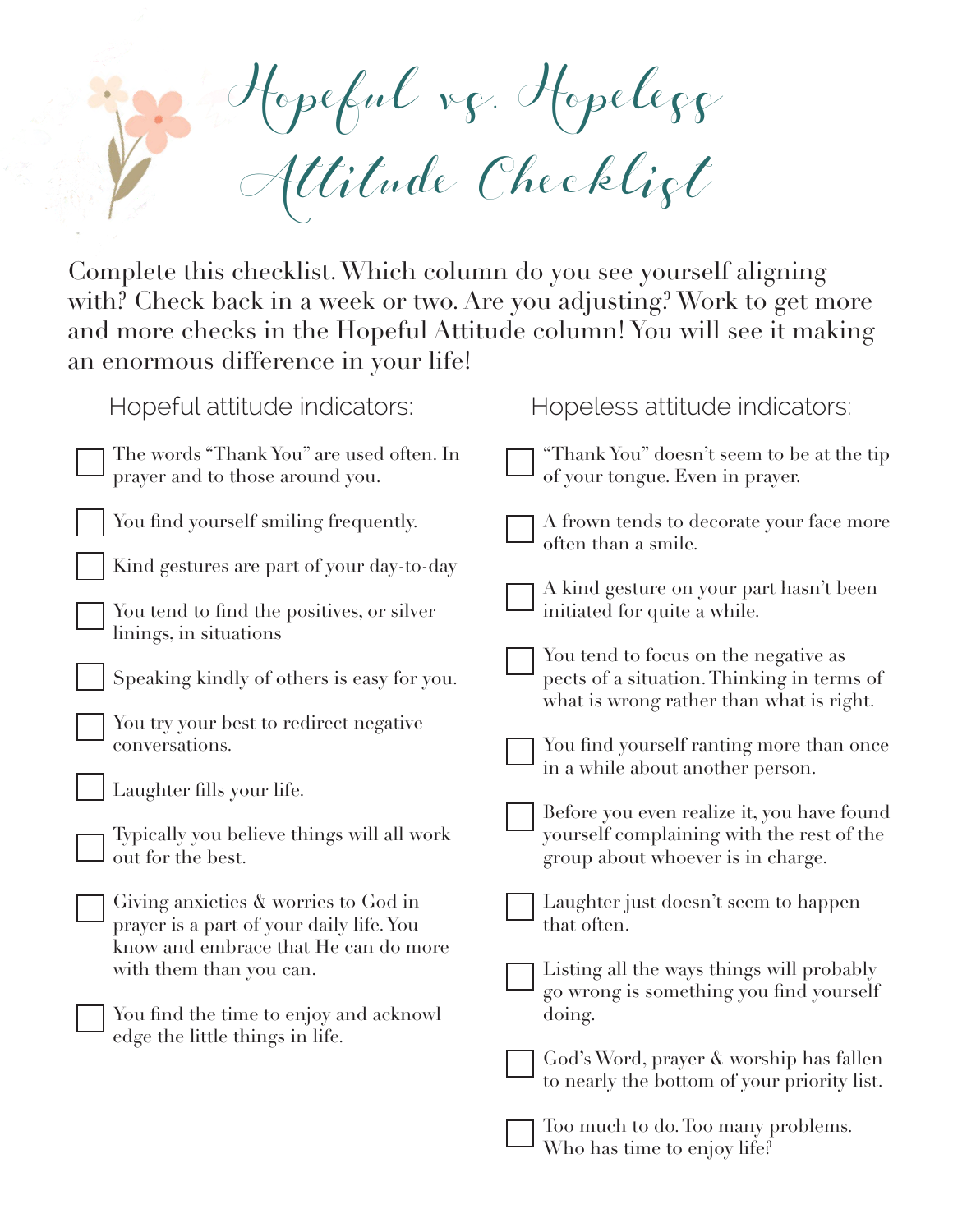# Hopeful vs. Hopeless Attitude Checklist

Complete this checklist. Which column do you see yourself aligning with? Check back in a week or two. Are you adjusting? Work to get more and more checks in the Hopeful Attitude column! You will see it making an enormous difference in your life!

## Hopeful attitude indicators:

- [ ] The words "Thank You" are used often. In prayer and to those around you.
- [ ] You find yourself smiling frequently.
- [ ] Kind gestures are part of your day-to-day
- [ ] You tend to find the positives, or silver linings, in situations
- [ ] Speaking kindly of others is easy for you.
- [ ] You try your best to redirect negative conversations.
- [ ] Laughter fills your life.
- [ ] Typically you believe things will all work out for the best.
- [ ] Giving anxieties & worries to God in prayer is a part of your daily life. You know and embrace that He can do more with them than you can.
- [ ] You find the time to enjoy and acknowl edge the little things in life.

## Hopeless attitude indicators:

- [ ] "Thank You" doesn't seem to be at the tip of your tongue. Even in prayer.
- [ ] A frown tends to decorate your face more often than a smile.
- [ ] A kind gesture on your part hasn't been initiated for quite a while.
- [ ] You tend to focus on the negative as pects of a situation. Thinking in terms of what is wrong rather than what is right.
- [ ] You find yourself ranting more than once in a while about another person.
- [ ] Before you even realize it, you have found yourself complaining with the rest of the group about whoever is in charge.
- [ ] Laughter just doesn't seem to happen that often.
- [ ] Listing all the ways things will probably go wrong is something you find yourself doing.
- [ ] God's Word, prayer & worship has fallen to nearly the bottom of your priority list.
- [ ] Too much to do. Too many problems. Who has time to enjoy life?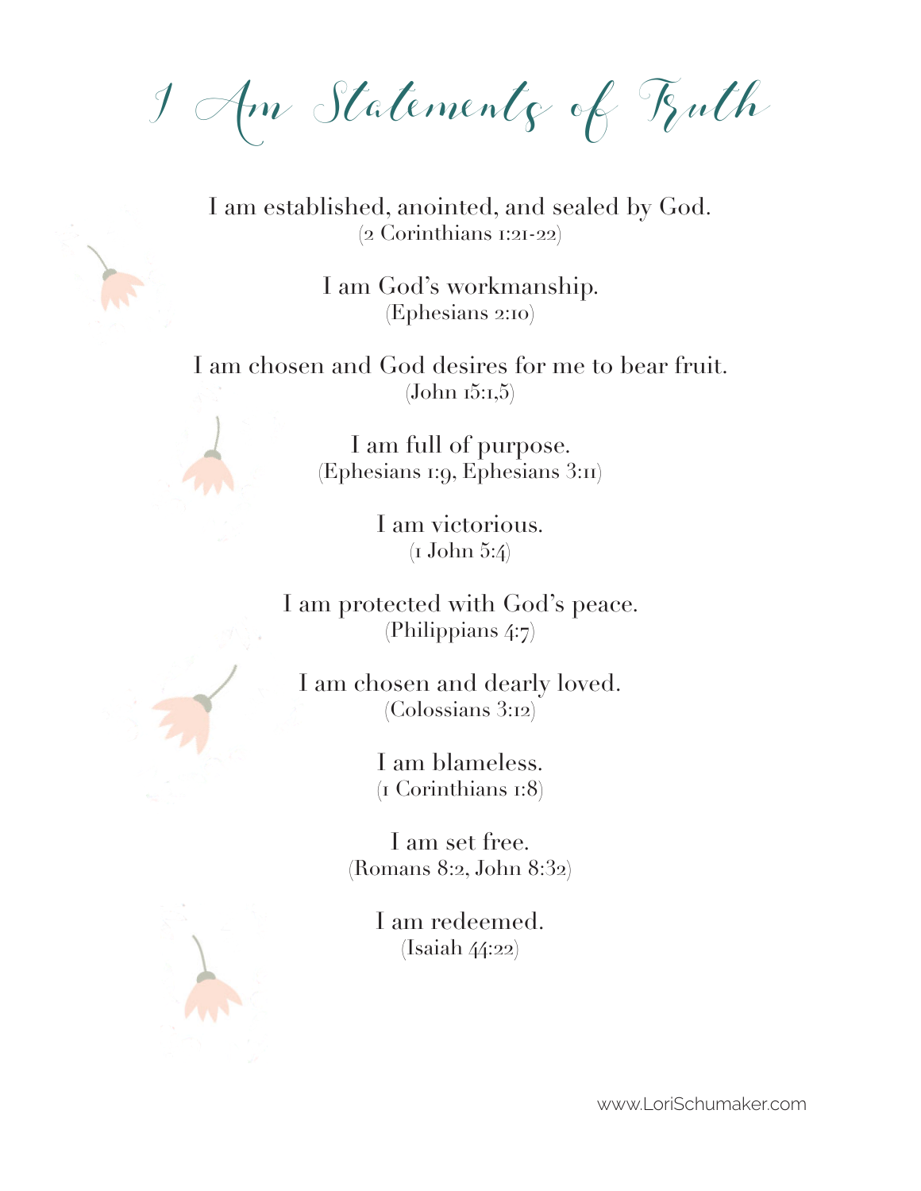# I Am Statements of Truth

I am established, anointed, and sealed by God.
(2 Corinthians 1:21-22)

I am God's workmanship.
(Ephesians 2:10)

I am chosen and God desires for me to bear fruit.
(John 15:1,5)

I am full of purpose.
(Ephesians 1:9, Ephesians 3:11)

I am victorious.
(1 John 5:4)

I am protected with God's peace.
(Philippians 4:7)

I am chosen and dearly loved.
(Colossians 3:12)

I am blameless.
(1 Corinthians 1:8)

I am set free.
(Romans 8:2, John 8:32)

I am redeemed.
(Isaiah 44:22)

www.LoriSchumaker.com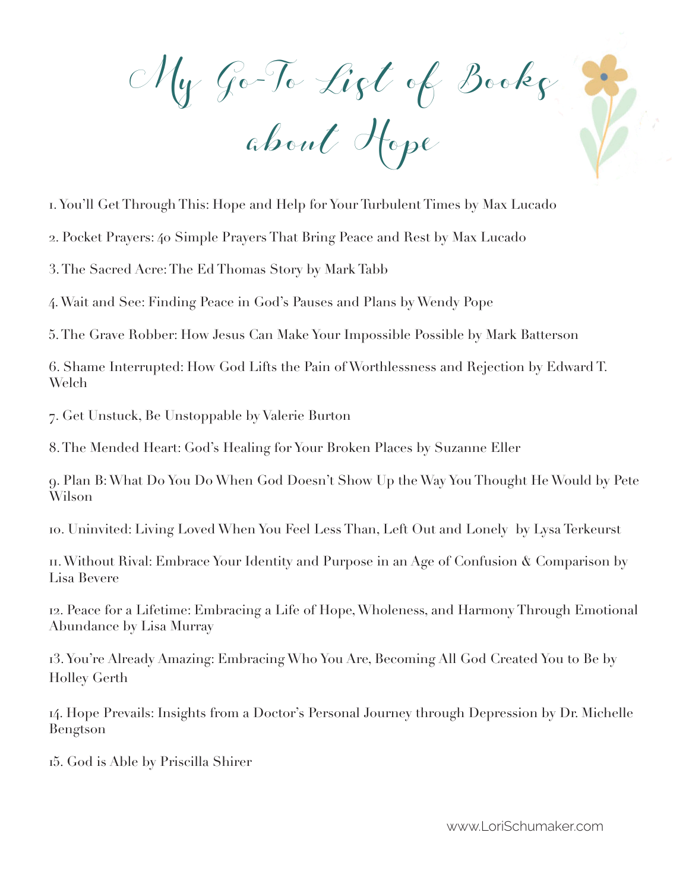# My Go-To List of Books about Hope

1. You'll Get Through This: Hope and Help for Your Turbulent Times by Max Lucado
2. Pocket Prayers: 40 Simple Prayers That Bring Peace and Rest by Max Lucado
3. The Sacred Acre: The Ed Thomas Story by Mark Tabb
4. Wait and See: Finding Peace in God's Pauses and Plans by Wendy Pope
5. The Grave Robber: How Jesus Can Make Your Impossible Possible by Mark Batterson
6. Shame Interrupted: How God Lifts the Pain of Worthlessness and Rejection by Edward T. Welch
7. Get Unstuck, Be Unstoppable by Valerie Burton
8. The Mended Heart: God's Healing for Your Broken Places by Suzanne Eller
9. Plan B: What Do You Do When God Doesn't Show Up the Way You Thought He Would by Pete Wilson
10. Uninvited: Living Loved When You Feel Less Than, Left Out and Lonely by Lysa Terkeurst
11. Without Rival: Embrace Your Identity and Purpose in an Age of Confusion & Comparison by Lisa Bevere
12. Peace for a Lifetime: Embracing a Life of Hope, Wholeness, and Harmony Through Emotional Abundance by Lisa Murray
13. You're Already Amazing: Embracing Who You Are, Becoming All God Created You to Be by Holley Gerth
14. Hope Prevails: Insights from a Doctor's Personal Journey through Depression by Dr. Michelle Bengtson
15. God is Able by Priscilla Shirer

www.LoriSchumaker.com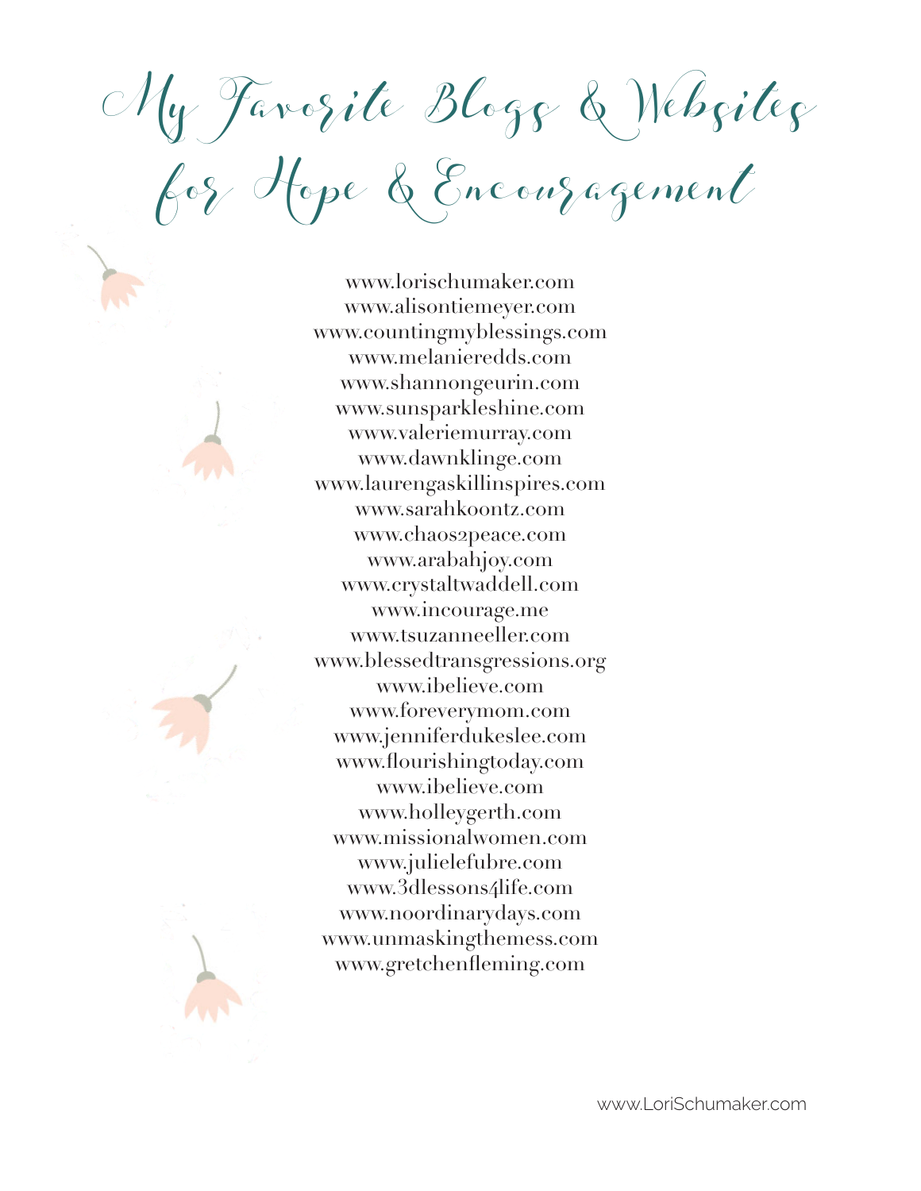# My Favorite Blogs & Websites for Hope & Encouragement

www.lorischumaker.com
www.alisontiemeyer.com
www.countingmyblessings.com
www.melanieredds.com
www.shannongeurin.com
www.sunsparkleshine.com
www.valeriemurray.com
www.dawnklinge.com
www.laurengaskillinspires.com
www.sarahkoontz.com
www.chaos2peace.com
www.arabahjoy.com
www.crystaltwaddell.com
www.incourage.me
www.tsuzanneeller.com
www.blessedtransgressions.org
www.ibelieve.com
www.foreverymom.com
www.jenniferdukeslee.com
www.flourishingtoday.com
www.ibelieve.com
www.holleygerth.com
www.missionalwomen.com
www.julielefubre.com
www.3dlessons4life.com
www.noordinarydays.com
www.unmaskingthemess.com
www.gretchenfleming.com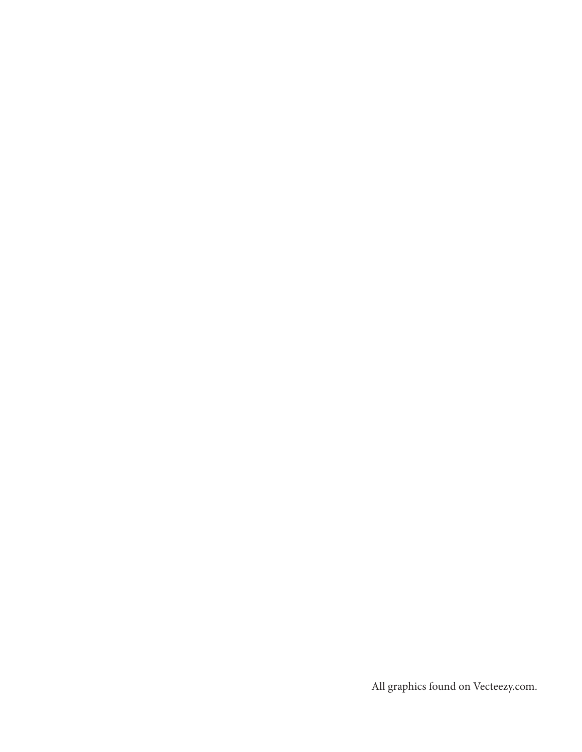All graphics found on Vecteezy.com.